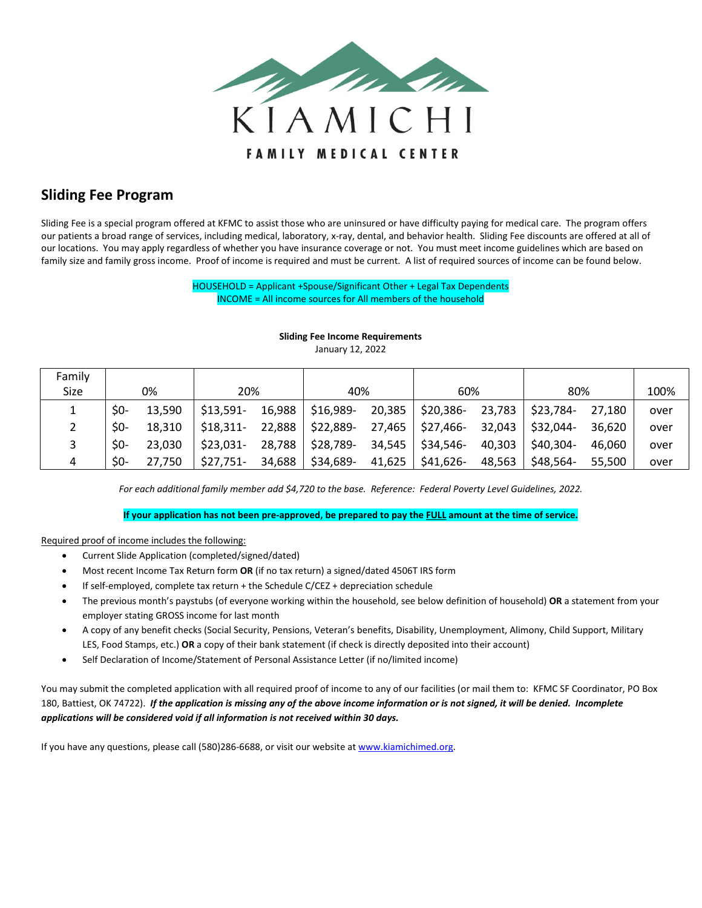KIAMICHI

FAMILY MEDICAL CENTER

## Sliding Fee Program

Sliding Fee is a special program offered at KFMC to assist those who are uninsured or have difficulty paying for medical care. The program offers our patients a broad range of services, including medical, laboratory, x-ray, dental, and behavior health. Sliding Fee discounts are offered at all of our locations. You may apply regardless of whether you have insurance coverage or not. You must meet income guidelines which are based on family size and family gross income. Proof of income is required and must be current. A list of required sources of income can be found below.

HOUSEHOLD = Applicant +Spouse/Significant Other + Legal Tax Dependents
INCOME = All income sources for All members of the household

**Sliding Fee Income Requirements**
January 12, 2022

| Family Size | 0% | 20% | 40% | 60% | 80% | 100% |
|---|---|---|---|---|---|---|
| 1 | $0- 13,590 | $13,591- 16,988 | $16,989- 20,385 | $20,386- 23,783 | $23,784- 27,180 | over |
| 2 | $0- 18,310 | $18,311- 22,888 | $22,889- 27,465 | $27,466- 32,043 | $32,044- 36,620 | over |
| 3 | $0- 23,030 | $23,031- 28,788 | $28,789- 34,545 | $34,546- 40,303 | $40,304- 46,060 | over |
| 4 | $0- 27,750 | $27,751- 34,688 | $34,689- 41,625 | $41,626- 48,563 | $48,564- 55,500 | over |

*For each additional family member add $4,720 to the base. Reference: Federal Poverty Level Guidelines, 2022.*

**If your application has not been pre-approved, be prepared to pay the FULL amount at the time of service.**

Required proof of income includes the following:

- Current Slide Application (completed/signed/dated)
- Most recent Income Tax Return form **OR** (if no tax return) a signed/dated 4506T IRS form
- If self-employed, complete tax return + the Schedule C/CEZ + depreciation schedule
- The previous month's paystubs (of everyone working within the household, see below definition of household) **OR** a statement from your employer stating GROSS income for last month
- A copy of any benefit checks (Social Security, Pensions, Veteran's benefits, Disability, Unemployment, Alimony, Child Support, Military LES, Food Stamps, etc.) **OR** a copy of their bank statement (if check is directly deposited into their account)
- Self Declaration of Income/Statement of Personal Assistance Letter (if no/limited income)

You may submit the completed application with all required proof of income to any of our facilities (or mail them to: KFMC SF Coordinator, PO Box 180, Battiest, OK 74722). ***If the application is missing any of the above income information or is not signed, it will be denied. Incomplete applications will be considered void if all information is not received within 30 days.***

If you have any questions, please call (580)286-6688, or visit our website at www.kiamichimed.org.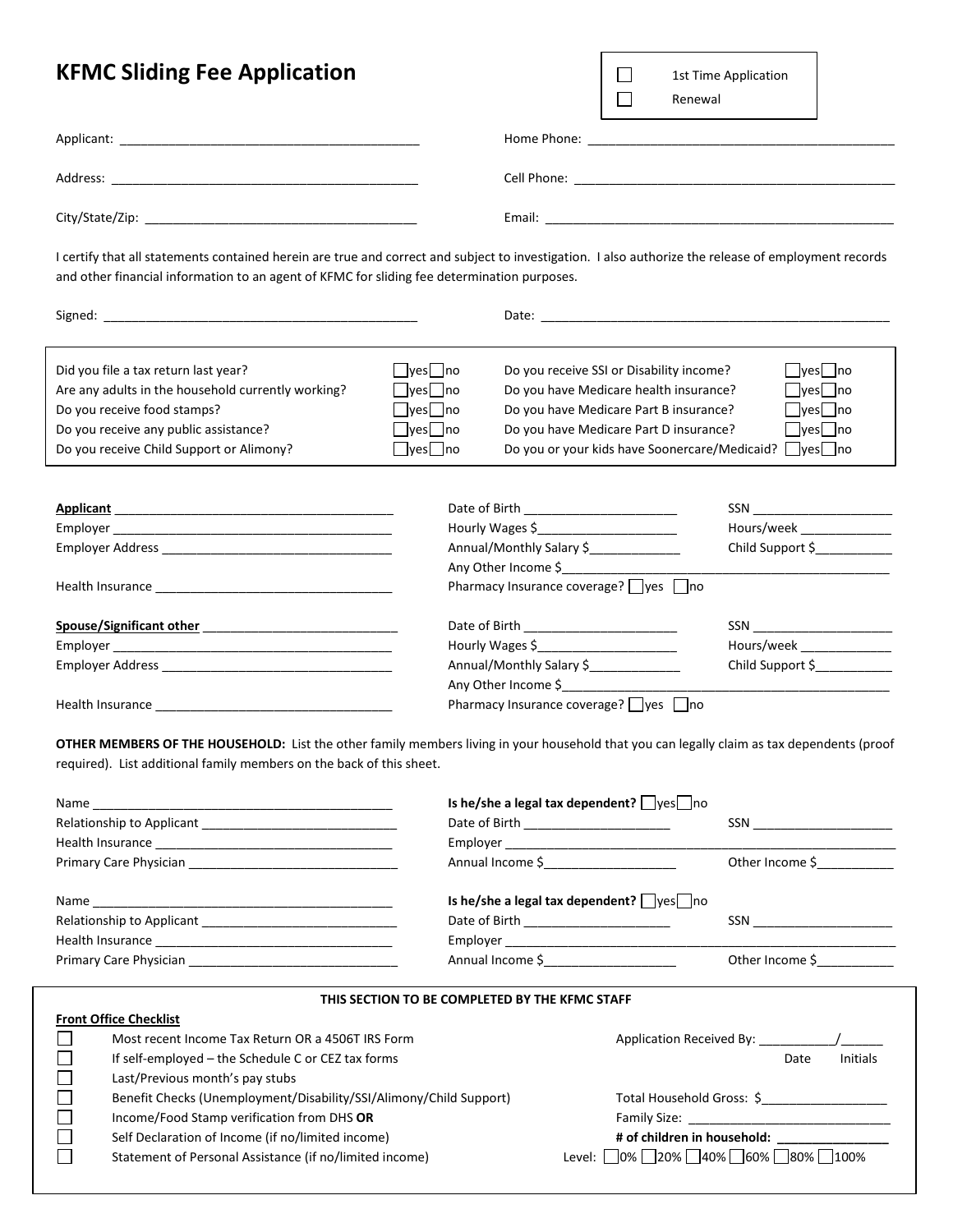# KFMC Sliding Fee Application

☐ 1st Time Application
☐ Renewal

Applicant: ___________________________________________ Home Phone: ___________________________________________

Address: ___________________________________________ Cell Phone: ___________________________________________

City/State/Zip: ___________________________________________ Email: ___________________________________________

I certify that all statements contained herein are true and correct and subject to investigation. I also authorize the release of employment records and other financial information to an agent of KFMC for sliding fee determination purposes.

Signed: ___________________________________________ Date: ___________________________________________

| | | | |
|---|---|---|---|
| Did you file a tax return last year? | ☐yes ☐no | Do you receive SSI or Disability income? | ☐yes ☐no |
| Are any adults in the household currently working? | ☐yes ☐no | Do you have Medicare health insurance? | ☐yes ☐no |
| Do you receive food stamps? | ☐yes ☐no | Do you have Medicare Part B insurance? | ☐yes ☐no |
| Do you receive any public assistance? | ☐yes ☐no | Do you have Medicare Part D insurance? | ☐yes ☐no |
| Do you receive Child Support or Alimony? | ☐yes ☐no | Do you or your kids have Soonercare/Medicaid? | ☐yes ☐no |

**Applicant** ___________________________________ Date of Birth ____________________ SSN ____________________

Employer ___________________________________ Hourly Wages $____________________ Hours/week ____________

Employer Address ___________________________________ Annual/Monthly Salary $____________ Child Support $__________

Any Other Income $___________________________________________

Health Insurance ___________________________________ Pharmacy Insurance coverage? ☐yes ☐no

**Spouse/Significant other** ___________________________ Date of Birth ____________________ SSN ____________________

Employer ___________________________________ Hourly Wages $____________________ Hours/week ____________

Employer Address ___________________________________ Annual/Monthly Salary $____________ Child Support $__________

Any Other Income $___________________________________________

Health Insurance ___________________________________ Pharmacy Insurance coverage? ☐yes ☐no

**OTHER MEMBERS OF THE HOUSEHOLD:** List the other family members living in your household that you can legally claim as tax dependents (proof required). List additional family members on the back of this sheet.

Name ___________________________________ **Is he/she a legal tax dependent?** ☐yes ☐no

Relationship to Applicant ___________________________ Date of Birth ____________________ SSN ____________________

Health Insurance ___________________________________ Employer ___________________________________________

Primary Care Physician ___________________________ Annual Income $__________________ Other Income $__________

Name ___________________________________ **Is he/she a legal tax dependent?** ☐yes ☐no

Relationship to Applicant ___________________________ Date of Birth ____________________ SSN ____________________

Health Insurance ___________________________________ Employer ___________________________________________

Primary Care Physician ___________________________ Annual Income $__________________ Other Income $__________

**THIS SECTION TO BE COMPLETED BY THE KFMC STAFF**

**Front Office Checklist**

- ☐ Most recent Income Tax Return OR a 4506T IRS Form
- ☐ If self-employed – the Schedule C or CEZ tax forms
- ☐ Last/Previous month's pay stubs
- ☐ Benefit Checks (Unemployment/Disability/SSI/Alimony/Child Support)
- ☐ Income/Food Stamp verification from DHS **OR**
- ☐ Self Declaration of Income (if no/limited income)
- ☐ Statement of Personal Assistance (if no/limited income)

Application Received By: ___________/______
Date Initials

Total Household Gross: $__________________

Family Size: ______________________________

**# of children in household:** ________________

Level: ☐0% ☐20% ☐40% ☐60% ☐80% ☐100%